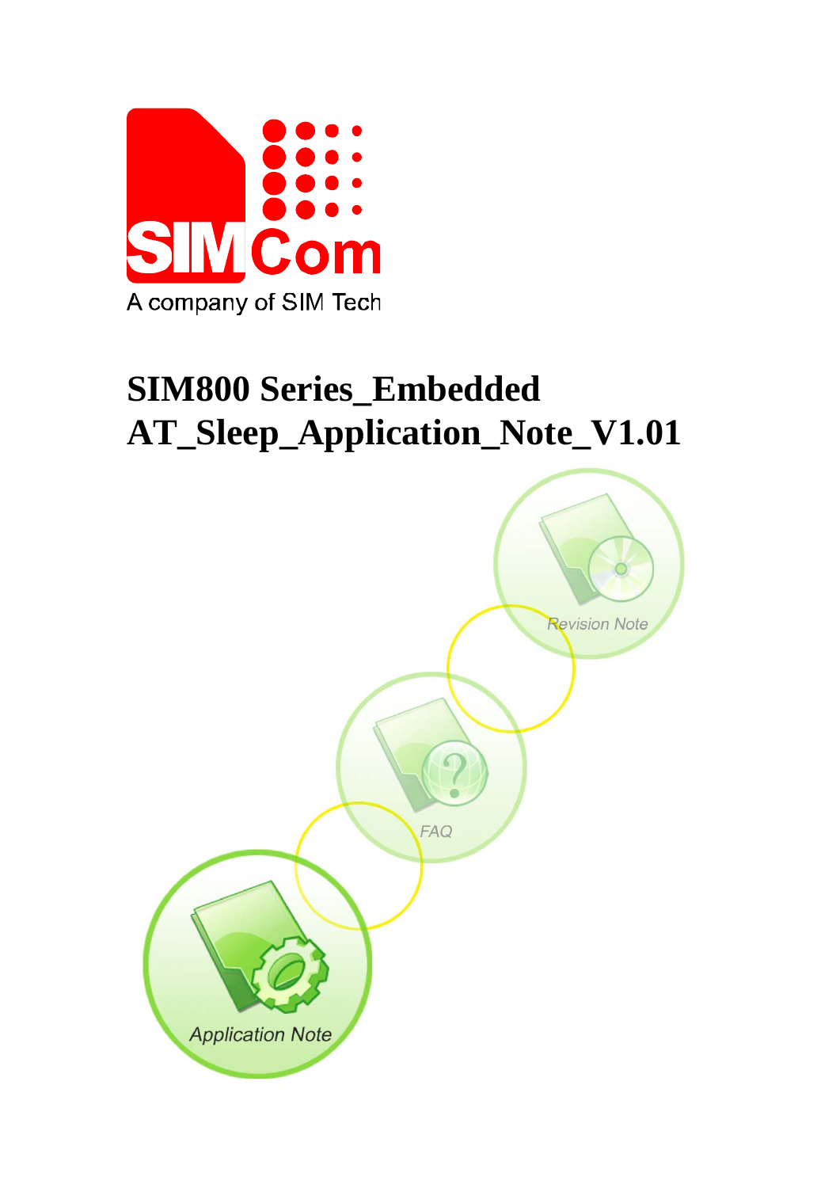# SIM800 Series_Embedded AT_Sleep_Application_Note_V1.01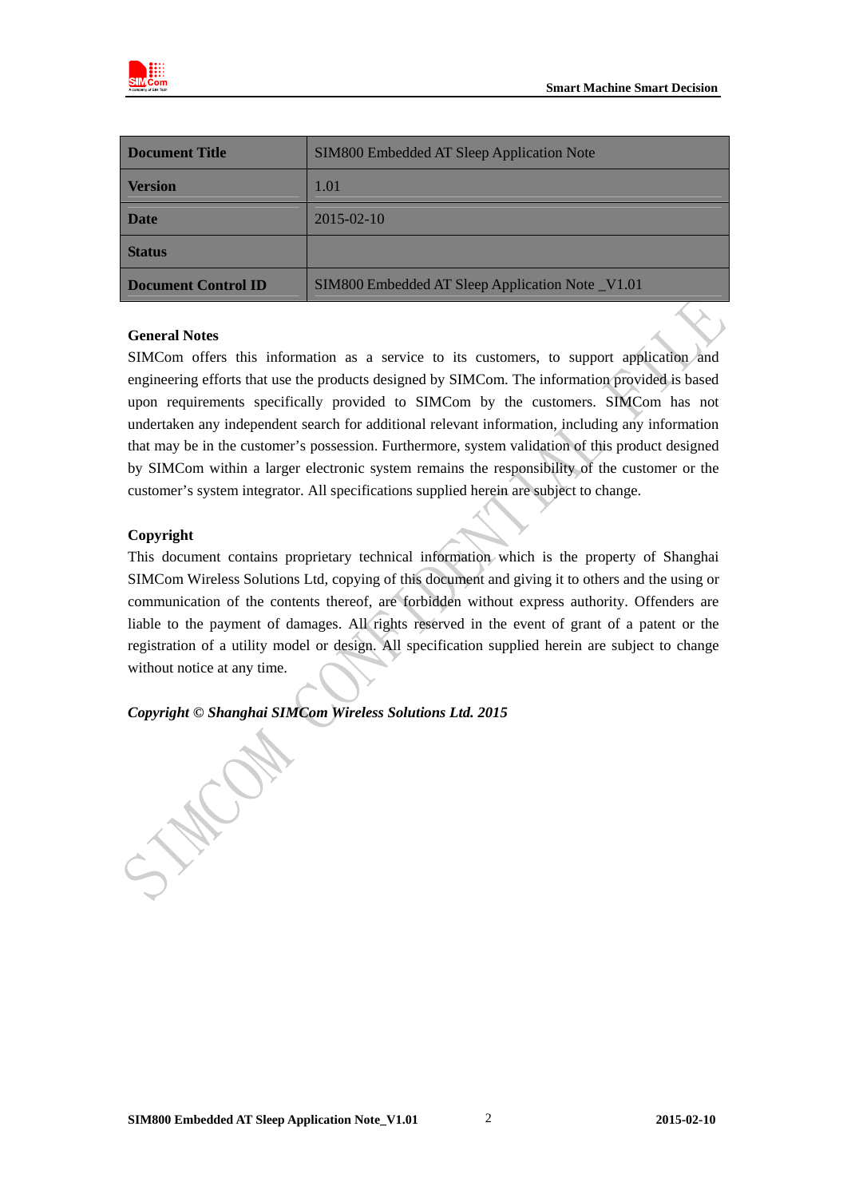| Document Title | SIM800 Embedded AT Sleep Application Note |
| --- | --- |
| Version | 1.01 |
| Date | 2015-02-10 |
| Status | |
| Document Control ID | SIM800 Embedded AT Sleep Application Note _V1.01 |

**General Notes**

SIMCom offers this information as a service to its customers, to support application and engineering efforts that use the products designed by SIMCom. The information provided is based upon requirements specifically provided to SIMCom by the customers. SIMCom has not undertaken any independent search for additional relevant information, including any information that may be in the customer's possession. Furthermore, system validation of this product designed by SIMCom within a larger electronic system remains the responsibility of the customer or the customer's system integrator. All specifications supplied herein are subject to change.

**Copyright**

This document contains proprietary technical information which is the property of Shanghai SIMCom Wireless Solutions Ltd, copying of this document and giving it to others and the using or communication of the contents thereof, are forbidden without express authority. Offenders are liable to the payment of damages. All rights reserved in the event of grant of a patent or the registration of a utility model or design. All specification supplied herein are subject to change without notice at any time.

***Copyright © Shanghai SIMCom Wireless Solutions Ltd. 2015***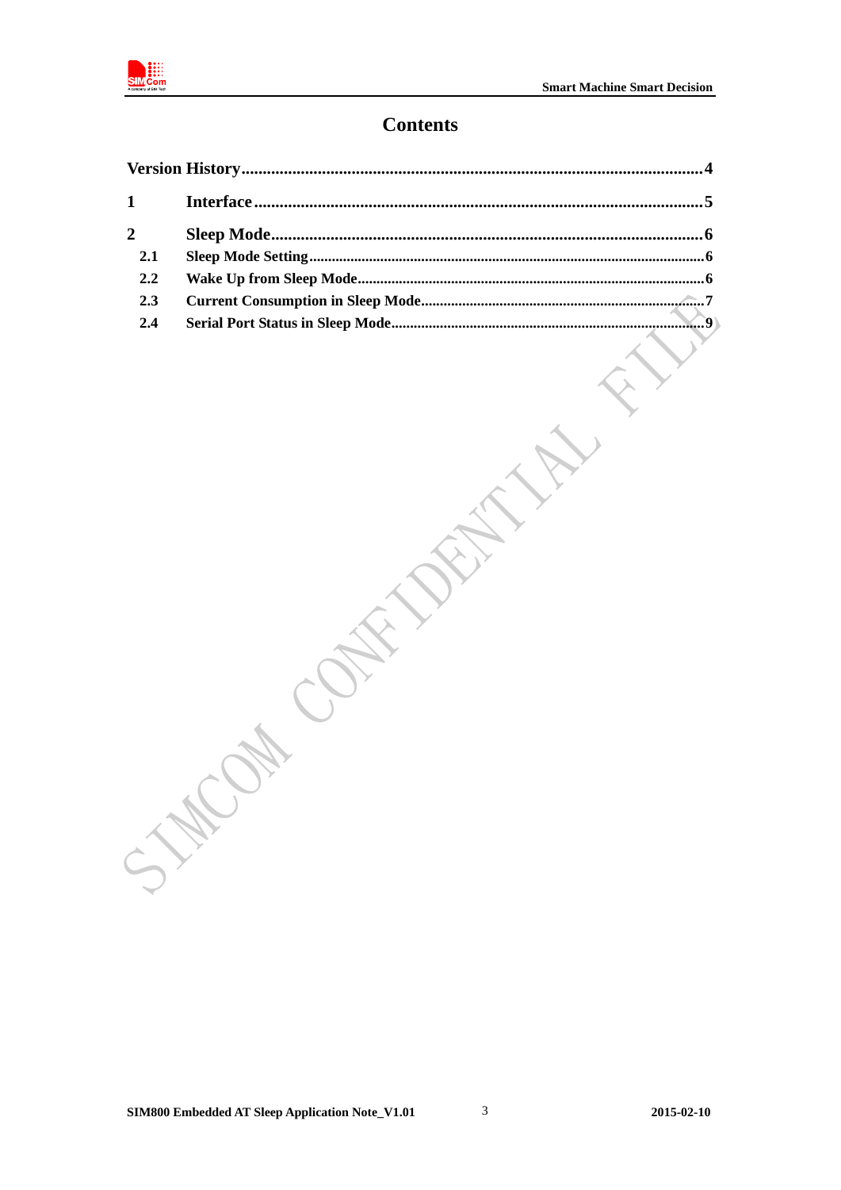# Contents

Version History........................................................................................................4

1 Interface ..............................................................................................................5

2 Sleep Mode............................................................................................................6

- 2.1 Sleep Mode Setting..........................................................................................6
- 2.2 Wake Up from Sleep Mode..............................................................................6
- 2.3 Current Consumption in Sleep Mode...............................................................7
- 2.4 Serial Port Status in Sleep Mode.....................................................................9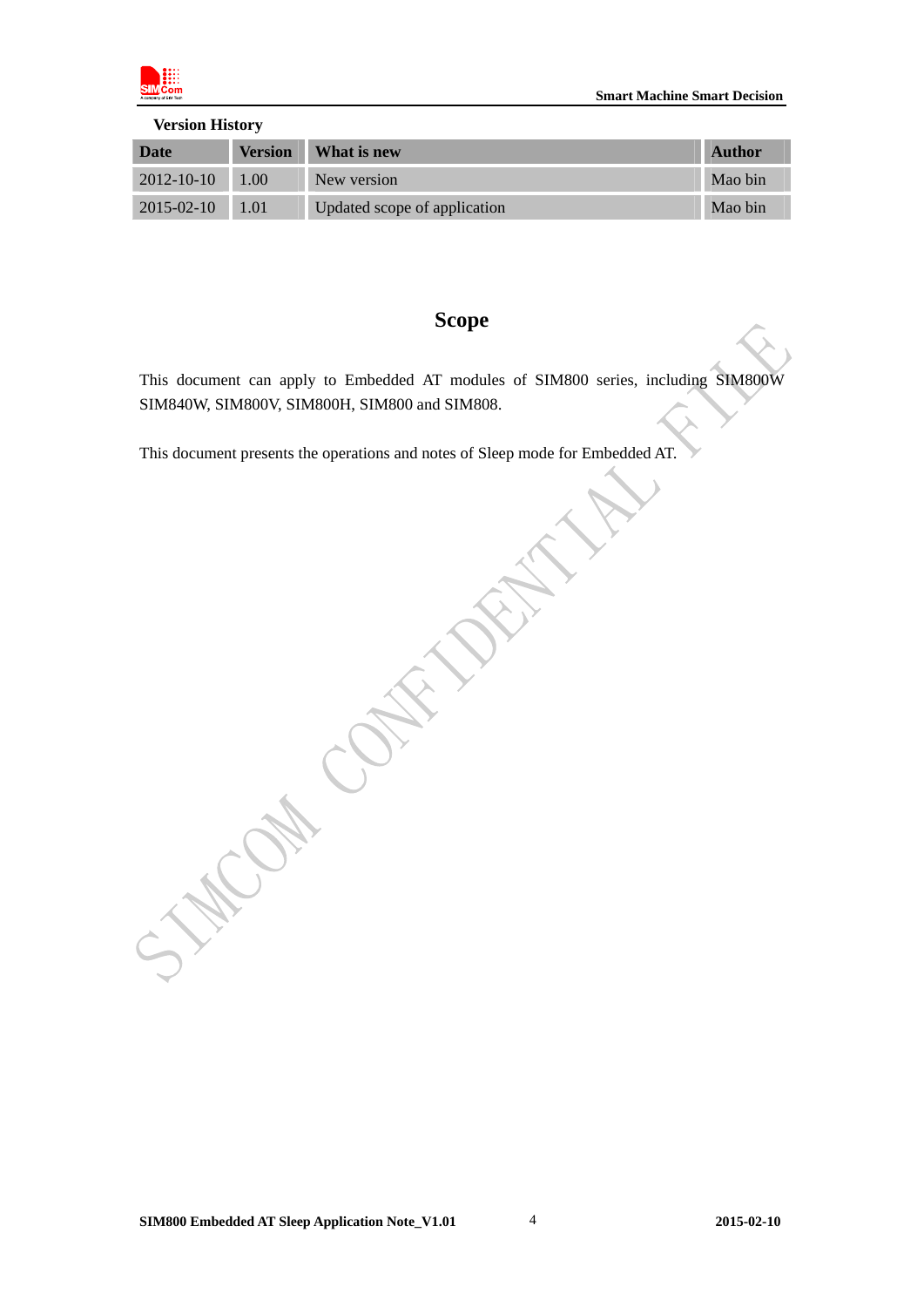**Version History**

| Date | Version | What is new | Author |
|---|---|---|---|
| 2012-10-10 | 1.00 | New version | Mao bin |
| 2015-02-10 | 1.01 | Updated scope of application | Mao bin |

# Scope

This document can apply to Embedded AT modules of SIM800 series, including SIM800W SIM840W, SIM800V, SIM800H, SIM800 and SIM808.

This document presents the operations and notes of Sleep mode for Embedded AT.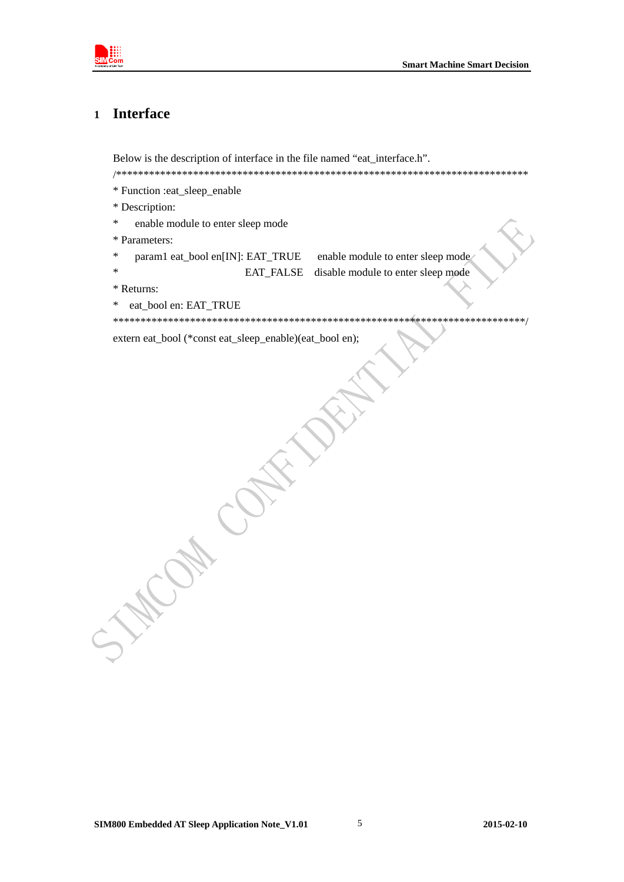# 1 Interface

Below is the description of interface in the file named “eat_interface.h”.

```
/******************************************************************************
* Function :eat_sleep_enable
* Description:
*     enable module to enter sleep mode
* Parameters:
*     param1 eat_bool en[IN]: EAT_TRUE     enable module to enter sleep mode
*                             EAT_FALSE    disable module to enter sleep mode
* Returns:
*     eat_bool en: EAT_TRUE
******************************************************************************/
extern eat_bool (*const eat_sleep_enable)(eat_bool en);
```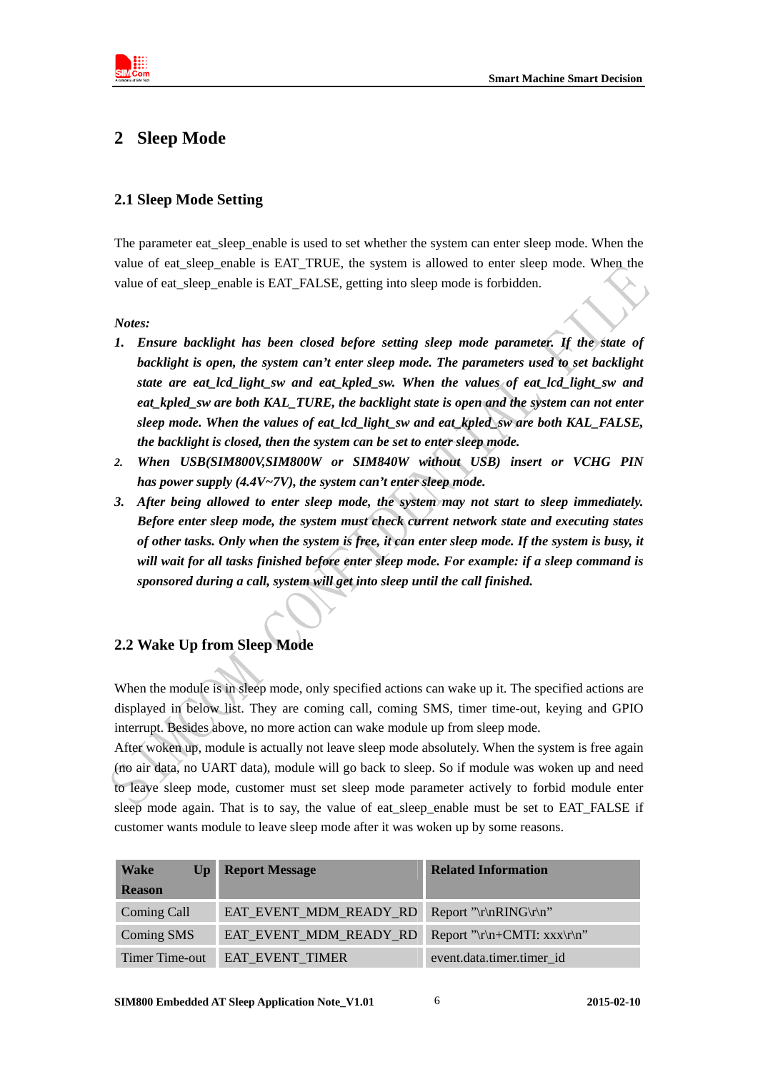# 2 Sleep Mode

## 2.1 Sleep Mode Setting

The parameter eat_sleep_enable is used to set whether the system can enter sleep mode. When the value of eat_sleep_enable is EAT_TRUE, the system is allowed to enter sleep mode. When the value of eat_sleep_enable is EAT_FALSE, getting into sleep mode is forbidden.

***Notes:***

1. ***Ensure backlight has been closed before setting sleep mode parameter. If the state of backlight is open, the system can't enter sleep mode. The parameters used to set backlight state are eat_lcd_light_sw and eat_kpled_sw. When the values of eat_lcd_light_sw and eat_kpled_sw are both KAL_TURE, the backlight state is open and the system can not enter sleep mode. When the values of eat_lcd_light_sw and eat_kpled_sw are both KAL_FALSE, the backlight is closed, then the system can be set to enter sleep mode.***
2. ***When USB(SIM800V,SIM800W or SIM840W without USB) insert or VCHG PIN has power supply (4.4V~7V), the system can't enter sleep mode.***
3. ***After being allowed to enter sleep mode, the system may not start to sleep immediately. Before enter sleep mode, the system must check current network state and executing states of other tasks. Only when the system is free, it can enter sleep mode. If the system is busy, it will wait for all tasks finished before enter sleep mode. For example: if a sleep command is sponsored during a call, system will get into sleep until the call finished.***

## 2.2 Wake Up from Sleep Mode

When the module is in sleep mode, only specified actions can wake up it. The specified actions are displayed in below list. They are coming call, coming SMS, timer time-out, keying and GPIO interrupt. Besides above, no more action can wake module up from sleep mode.

After woken up, module is actually not leave sleep mode absolutely. When the system is free again (no air data, no UART data), module will go back to sleep. So if module was woken up and need to leave sleep mode, customer must set sleep mode parameter actively to forbid module enter sleep mode again. That is to say, the value of eat_sleep_enable must be set to EAT_FALSE if customer wants module to leave sleep mode after it was woken up by some reasons.

| Wake Up Reason | Report Message | Related Information |
|---|---|---|
| Coming Call | EAT_EVENT_MDM_READY_RD | Report "\r\nRING\r\n" |
| Coming SMS | EAT_EVENT_MDM_READY_RD | Report "\r\n+CMTI: xxx\r\n" |
| Timer Time-out | EAT_EVENT_TIMER | event.data.timer.timer_id |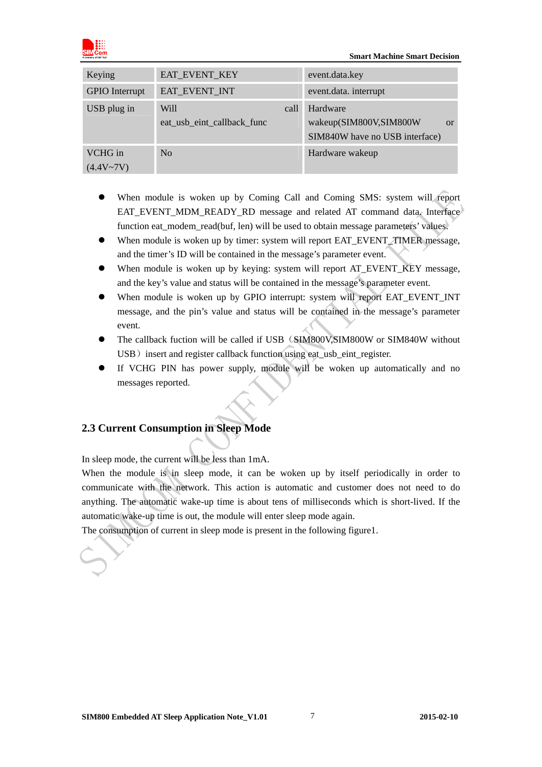| Keying | EAT_EVENT_KEY | event.data.key |
|---|---|---|
| GPIO Interrupt | EAT_EVENT_INT | event.data. interrupt |
| USB plug in | Will call eat_usb_eint_callback_func | Hardware wakeup(SIM800V,SIM800W or SIM840W have no USB interface) |
| VCHG in (4.4V~7V) | No | Hardware wakeup |

- When module is woken up by Coming Call and Coming SMS: system will report EAT_EVENT_MDM_READY_RD message and related AT command data. Interface function eat_modem_read(buf, len) will be used to obtain message parameters' values.
- When module is woken up by timer: system will report EAT_EVENT_TIMER message, and the timer's ID will be contained in the message's parameter event.
- When module is woken up by keying: system will report AT_EVENT_KEY message, and the key's value and status will be contained in the message's parameter event.
- When module is woken up by GPIO interrupt: system will report EAT_EVENT_INT message, and the pin's value and status will be contained in the message's parameter event.
- The callback fuction will be called if USB（SIM800V,SIM800W or SIM840W without USB）insert and register callback function using eat_usb_eint_register.
- If VCHG PIN has power supply, module will be woken up automatically and no messages reported.

## 2.3 Current Consumption in Sleep Mode

In sleep mode, the current will be less than 1mA.

When the module is in sleep mode, it can be woken up by itself periodically in order to communicate with the network. This action is automatic and customer does not need to do anything. The automatic wake-up time is about tens of milliseconds which is short-lived. If the automatic wake-up time is out, the module will enter sleep mode again.

The consumption of current in sleep mode is present in the following figure1.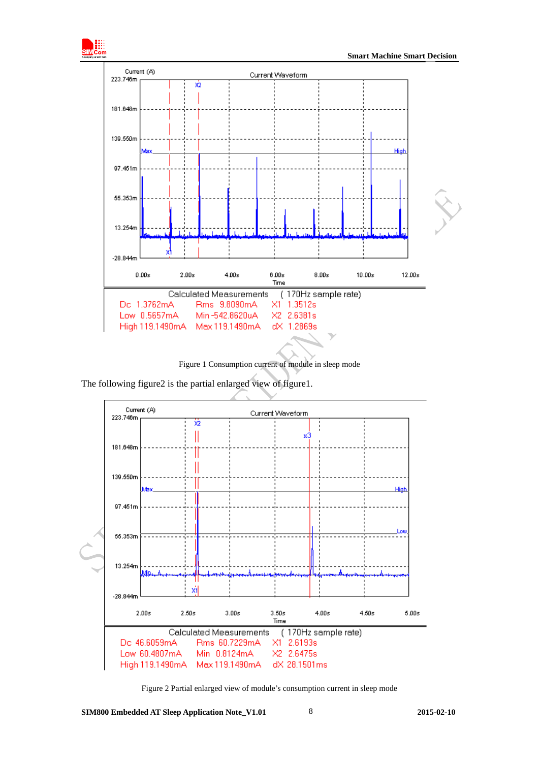Current (A)

Current Waveform

| Calculated Measurements | ( 170Hz sample rate) | |
|---|---|---|
| Dc 1.3762mA | Rms 9.8090mA | X1 1.3512s |
| Low 0.5657mA | Min -542.8620uA | X2 2.6381s |
| High 119.1490mA | Max 119.1490mA | dX 1.2869s |

Figure 1 Consumption current of module in sleep mode

The following figure2 is the partial enlarged view of figure1.

Current (A)

Current Waveform

| Calculated Measurements | ( 170Hz sample rate) | |
|---|---|---|
| Dc 46.6059mA | Rms 60.7229mA | X1 2.6193s |
| Low 60.4807mA | Min 0.8124mA | X2 2.6475s |
| High 119.1490mA | Max 119.1490mA | dX 28.1501ms |

Figure 2 Partial enlarged view of module's consumption current in sleep mode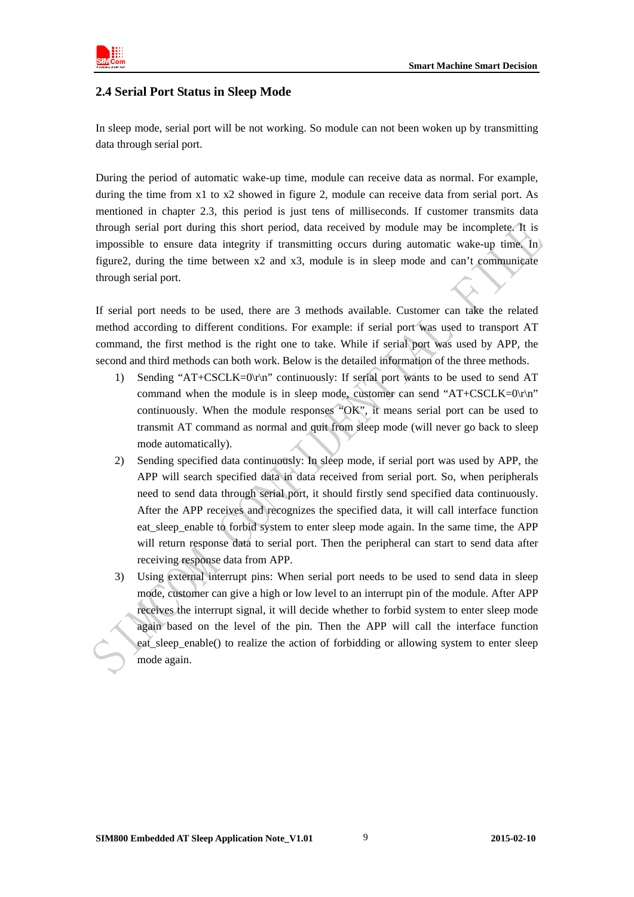## 2.4 Serial Port Status in Sleep Mode

In sleep mode, serial port will be not working. So module can not been woken up by transmitting data through serial port.

During the period of automatic wake-up time, module can receive data as normal. For example, during the time from x1 to x2 showed in figure 2, module can receive data from serial port. As mentioned in chapter 2.3, this period is just tens of milliseconds. If customer transmits data through serial port during this short period, data received by module may be incomplete. It is impossible to ensure data integrity if transmitting occurs during automatic wake-up time. In figure2, during the time between x2 and x3, module is in sleep mode and can't communicate through serial port.

If serial port needs to be used, there are 3 methods available. Customer can take the related method according to different conditions. For example: if serial port was used to transport AT command, the first method is the right one to take. While if serial port was used by APP, the second and third methods can both work. Below is the detailed information of the three methods.

1) Sending "AT+CSCLK=0\r\n" continuously: If serial port wants to be used to send AT command when the module is in sleep mode, customer can send "AT+CSCLK=0\r\n" continuously. When the module responses "OK", it means serial port can be used to transmit AT command as normal and quit from sleep mode (will never go back to sleep mode automatically).
2) Sending specified data continuously: In sleep mode, if serial port was used by APP, the APP will search specified data in data received from serial port. So, when peripherals need to send data through serial port, it should firstly send specified data continuously. After the APP receives and recognizes the specified data, it will call interface function eat_sleep_enable to forbid system to enter sleep mode again. In the same time, the APP will return response data to serial port. Then the peripheral can start to send data after receiving response data from APP.
3) Using external interrupt pins: When serial port needs to be used to send data in sleep mode, customer can give a high or low level to an interrupt pin of the module. After APP receives the interrupt signal, it will decide whether to forbid system to enter sleep mode again based on the level of the pin. Then the APP will call the interface function eat_sleep_enable() to realize the action of forbidding or allowing system to enter sleep mode again.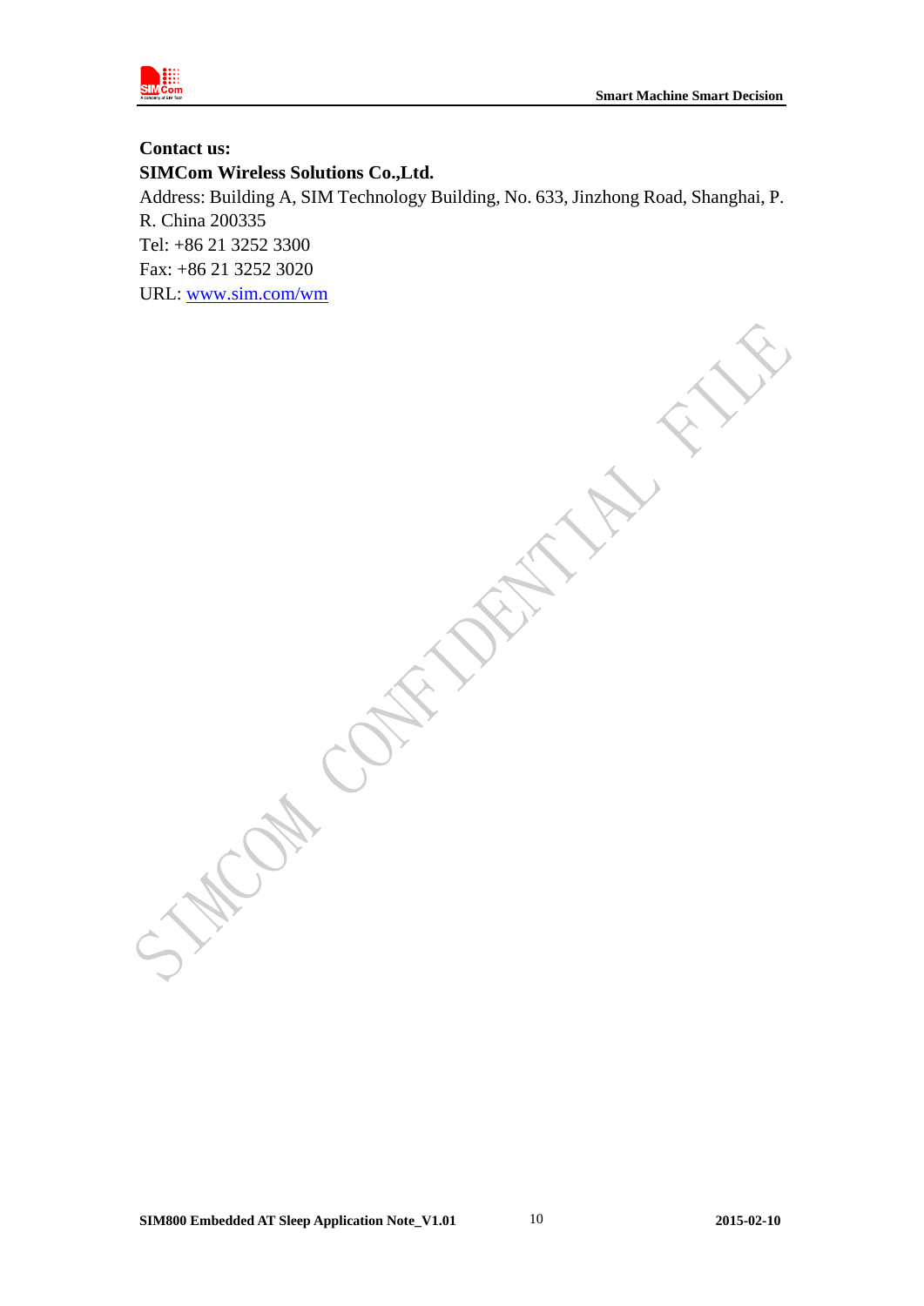**Contact us:**

**SIMCom Wireless Solutions Co.,Ltd.**

Address: Building A, SIM Technology Building, No. 633, Jinzhong Road, Shanghai, P. R. China 200335

Tel: +86 21 3252 3300

Fax: +86 21 3252 3020

URL: www.sim.com/wm